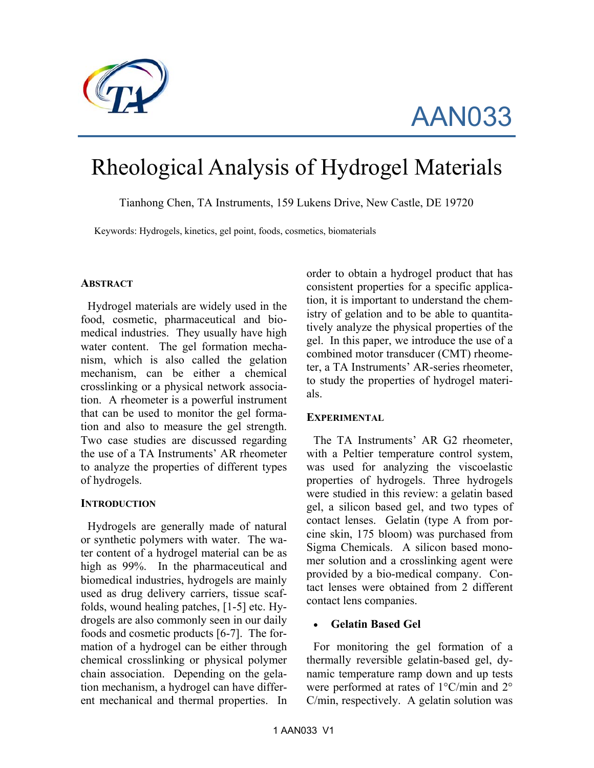AAN033

# Rheological Analysis of Hydrogel Materials

Tianhong Chen, TA Instruments, 159 Lukens Drive, New Castle, DE 19720

Keywords: Hydrogels, kinetics, gel point, foods, cosmetics, biomaterials

## ABSTRACT

Hydrogel materials are widely used in the food, cosmetic, pharmaceutical and biomedical industries. They usually have high water content. The gel formation mechanism, which is also called the gelation mechanism, can be either a chemical crosslinking or a physical network association. A rheometer is a powerful instrument that can be used to monitor the gel formation and also to measure the gel strength. Two case studies are discussed regarding the use of a TA Instruments' AR rheometer to analyze the properties of different types of hydrogels.

## INTRODUCTION

Hydrogels are generally made of natural or synthetic polymers with water. The water content of a hydrogel material can be as high as 99%. In the pharmaceutical and biomedical industries, hydrogels are mainly used as drug delivery carriers, tissue scaffolds, wound healing patches, [1-5] etc. Hydrogels are also commonly seen in our daily foods and cosmetic products [6-7]. The formation of a hydrogel can be either through chemical crosslinking or physical polymer chain association. Depending on the gelation mechanism, a hydrogel can have different mechanical and thermal properties. In order to obtain a hydrogel product that has consistent properties for a specific application, it is important to understand the chemistry of gelation and to be able to quantitatively analyze the physical properties of the gel. In this paper, we introduce the use of a combined motor transducer (CMT) rheometer, a TA Instruments' AR-series rheometer, to study the properties of hydrogel materials.

## EXPERIMENTAL

The TA Instruments' AR G2 rheometer, with a Peltier temperature control system, was used for analyzing the viscoelastic properties of hydrogels. Three hydrogels were studied in this review: a gelatin based gel, a silicon based gel, and two types of contact lenses. Gelatin (type A from porcine skin, 175 bloom) was purchased from Sigma Chemicals. A silicon based monomer solution and a crosslinking agent were provided by a bio-medical company. Contact lenses were obtained from 2 different contact lens companies.

- **Gelatin Based Gel**

For monitoring the gel formation of a thermally reversible gelatin-based gel, dynamic temperature ramp down and up tests were performed at rates of 1°C/min and 2°C/min, respectively. A gelatin solution was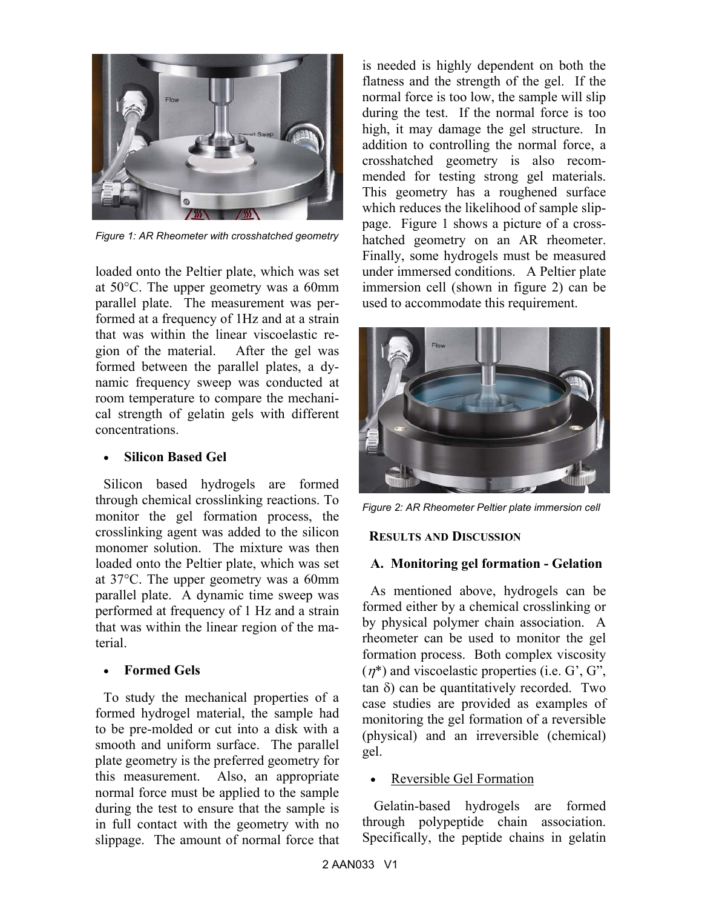Figure 1: AR Rheometer with crosshatched geometry

loaded onto the Peltier plate, which was set at 50°C. The upper geometry was a 60mm parallel plate. The measurement was performed at a frequency of 1Hz and at a strain that was within the linear viscoelastic region of the material. After the gel was formed between the parallel plates, a dynamic frequency sweep was conducted at room temperature to compare the mechanical strength of gelatin gels with different concentrations.

- **Silicon Based Gel**

Silicon based hydrogels are formed through chemical crosslinking reactions. To monitor the gel formation process, the crosslinking agent was added to the silicon monomer solution. The mixture was then loaded onto the Peltier plate, which was set at 37°C. The upper geometry was a 60mm parallel plate. A dynamic time sweep was performed at frequency of 1 Hz and a strain that was within the linear region of the material.

- **Formed Gels**

To study the mechanical properties of a formed hydrogel material, the sample had to be pre-molded or cut into a disk with a smooth and uniform surface. The parallel plate geometry is the preferred geometry for this measurement. Also, an appropriate normal force must be applied to the sample during the test to ensure that the sample is in full contact with the geometry with no slippage. The amount of normal force that is needed is highly dependent on both the flatness and the strength of the gel. If the normal force is too low, the sample will slip during the test. If the normal force is too high, it may damage the gel structure. In addition to controlling the normal force, a crosshatched geometry is also recommended for testing strong gel materials. This geometry has a roughened surface which reduces the likelihood of sample slippage. Figure 1 shows a picture of a crosshatched geometry on an AR rheometer. Finally, some hydrogels must be measured under immersed conditions. A Peltier plate immersion cell (shown in figure 2) can be used to accommodate this requirement.

Figure 2: AR Rheometer Peltier plate immersion cell

## RESULTS AND DISCUSSION

### A. Monitoring gel formation - Gelation

As mentioned above, hydrogels can be formed either by a chemical crosslinking or by physical polymer chain association. A rheometer can be used to monitor the gel formation process. Both complex viscosity ($\eta$*) and viscoelastic properties (i.e. G', G", tan $\delta$) can be quantitatively recorded. Two case studies are provided as examples of monitoring the gel formation of a reversible (physical) and an irreversible (chemical) gel.

- Reversible Gel Formation

Gelatin-based hydrogels are formed through polypeptide chain association. Specifically, the peptide chains in gelatin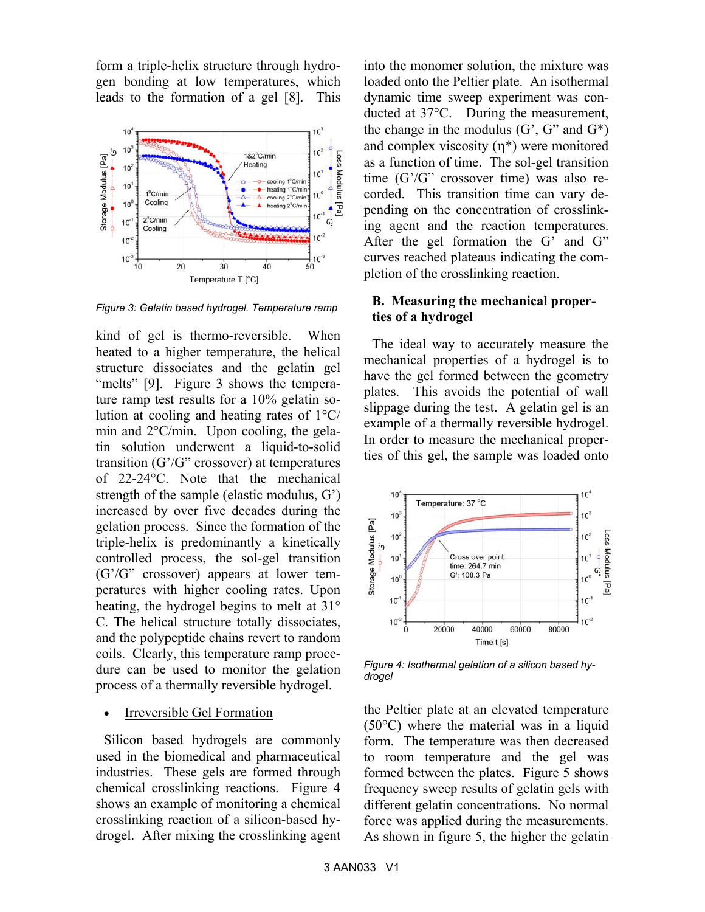form a triple-helix structure through hydrogen bonding at low temperatures, which leads to the formation of a gel [8]. This kind of gel is thermo-reversible. When heated to a higher temperature, the helical structure dissociates and the gelatin gel "melts" [9]. Figure 3 shows the temperature ramp test results for a 10% gelatin solution at cooling and heating rates of 1°C/min and 2°C/min. Upon cooling, the gelatin solution underwent a liquid-to-solid transition (G'/G" crossover) at temperatures of 22-24°C. Note that the mechanical strength of the sample (elastic modulus, G') increased by over five decades during the gelation process. Since the formation of the triple-helix is predominantly a kinetically controlled process, the sol-gel transition (G'/G" crossover) appears at lower temperatures with higher cooling rates. Upon heating, the hydrogel begins to melt at 31° C. The helical structure totally dissociates, and the polypeptide chains revert to random coils. Clearly, this temperature ramp procedure can be used to monitor the gelation process of a thermally reversible hydrogel.

*Figure 3: Gelatin based hydrogel. Temperature ramp*

- Irreversible Gel Formation

Silicon based hydrogels are commonly used in the biomedical and pharmaceutical industries. These gels are formed through chemical crosslinking reactions. Figure 4 shows an example of monitoring a chemical crosslinking reaction of a silicon-based hydrogel. After mixing the crosslinking agent into the monomer solution, the mixture was loaded onto the Peltier plate. An isothermal dynamic time sweep experiment was conducted at 37°C. During the measurement, the change in the modulus (G', G" and G*) and complex viscosity (η*) were monitored as a function of time. The sol-gel transition time (G'/G" crossover time) was also recorded. This transition time can vary depending on the concentration of crosslinking agent and the reaction temperatures. After the gel formation the G' and G" curves reached plateaus indicating the completion of the crosslinking reaction.

## B. Measuring the mechanical properties of a hydrogel

The ideal way to accurately measure the mechanical properties of a hydrogel is to have the gel formed between the geometry plates. This avoids the potential of wall slippage during the test. A gelatin gel is an example of a thermally reversible hydrogel. In order to measure the mechanical properties of this gel, the sample was loaded onto the Peltier plate at an elevated temperature (50°C) where the material was in a liquid form. The temperature was then decreased to room temperature and the gel was formed between the plates. Figure 5 shows frequency sweep results of gelatin gels with different gelatin concentrations. No normal force was applied during the measurements. As shown in figure 5, the higher the gelatin

*Figure 4: Isothermal gelation of a silicon based hydrogel*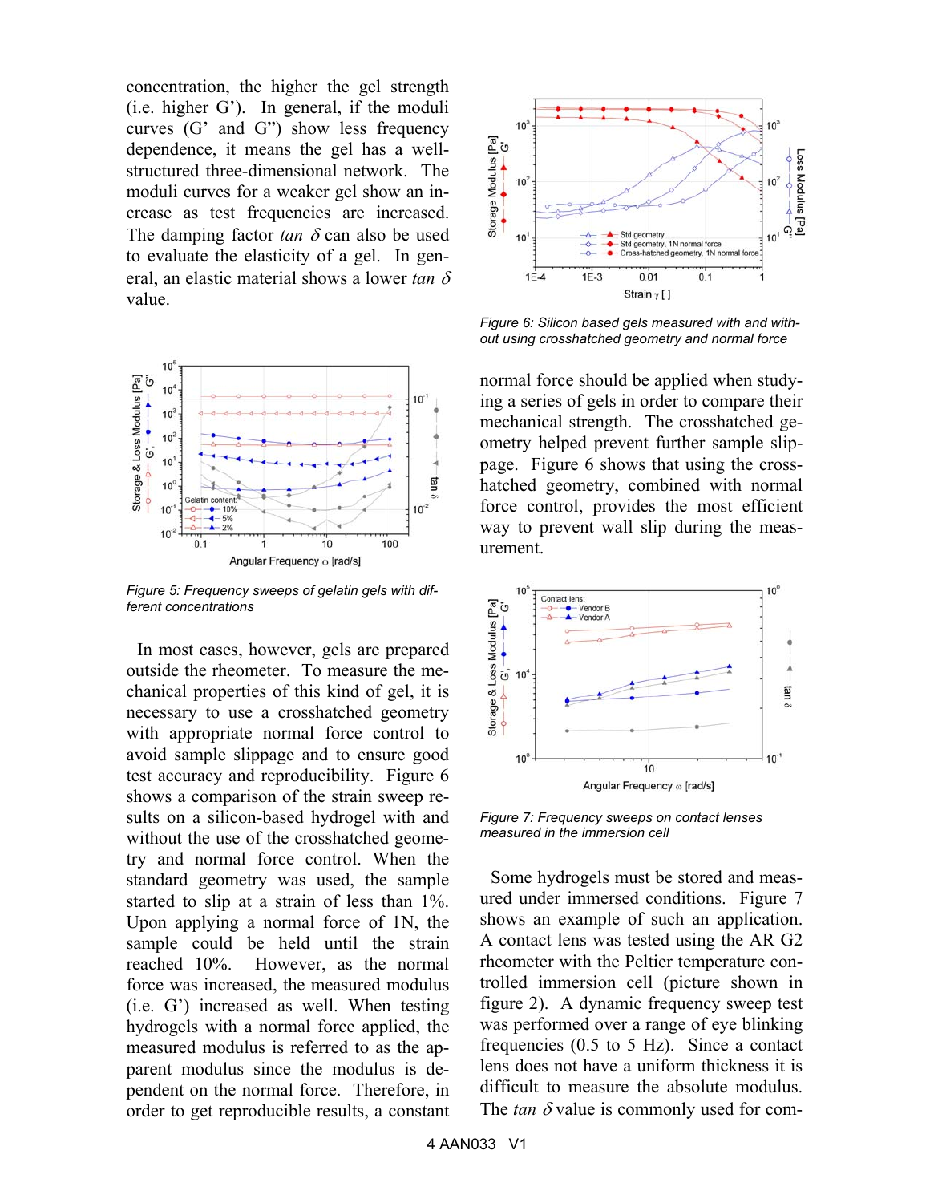concentration, the higher the gel strength (i.e. higher G'). In general, if the moduli curves (G' and G") show less frequency dependence, it means the gel has a well-structured three-dimensional network. The moduli curves for a weaker gel show an increase as test frequencies are increased. The damping factor *tan δ* can also be used to evaluate the elasticity of a gel. In general, an elastic material shows a lower *tan δ* value.

*Figure 5: Frequency sweeps of gelatin gels with different concentrations*

In most cases, however, gels are prepared outside the rheometer. To measure the mechanical properties of this kind of gel, it is necessary to use a crosshatched geometry with appropriate normal force control to avoid sample slippage and to ensure good test accuracy and reproducibility. Figure 6 shows a comparison of the strain sweep results on a silicon-based hydrogel with and without the use of the crosshatched geometry and normal force control. When the standard geometry was used, the sample started to slip at a strain of less than 1%. Upon applying a normal force of 1N, the sample could be held until the strain reached 10%. However, as the normal force was increased, the measured modulus (i.e. G') increased as well. When testing hydrogels with a normal force applied, the measured modulus is referred to as the apparent modulus since the modulus is dependent on the normal force. Therefore, in order to get reproducible results, a constant normal force should be applied when studying a series of gels in order to compare their mechanical strength. The crosshatched geometry helped prevent further sample slippage. Figure 6 shows that using the crosshatched geometry, combined with normal force control, provides the most efficient way to prevent wall slip during the measurement.

*Figure 6: Silicon based gels measured with and without using crosshatched geometry and normal force*

*Figure 7: Frequency sweeps on contact lenses measured in the immersion cell*

Some hydrogels must be stored and measured under immersed conditions. Figure 7 shows an example of such an application. A contact lens was tested using the AR G2 rheometer with the Peltier temperature controlled immersion cell (picture shown in figure 2). A dynamic frequency sweep test was performed over a range of eye blinking frequencies (0.5 to 5 Hz). Since a contact lens does not have a uniform thickness it is difficult to measure the absolute modulus. The *tan δ* value is commonly used for com-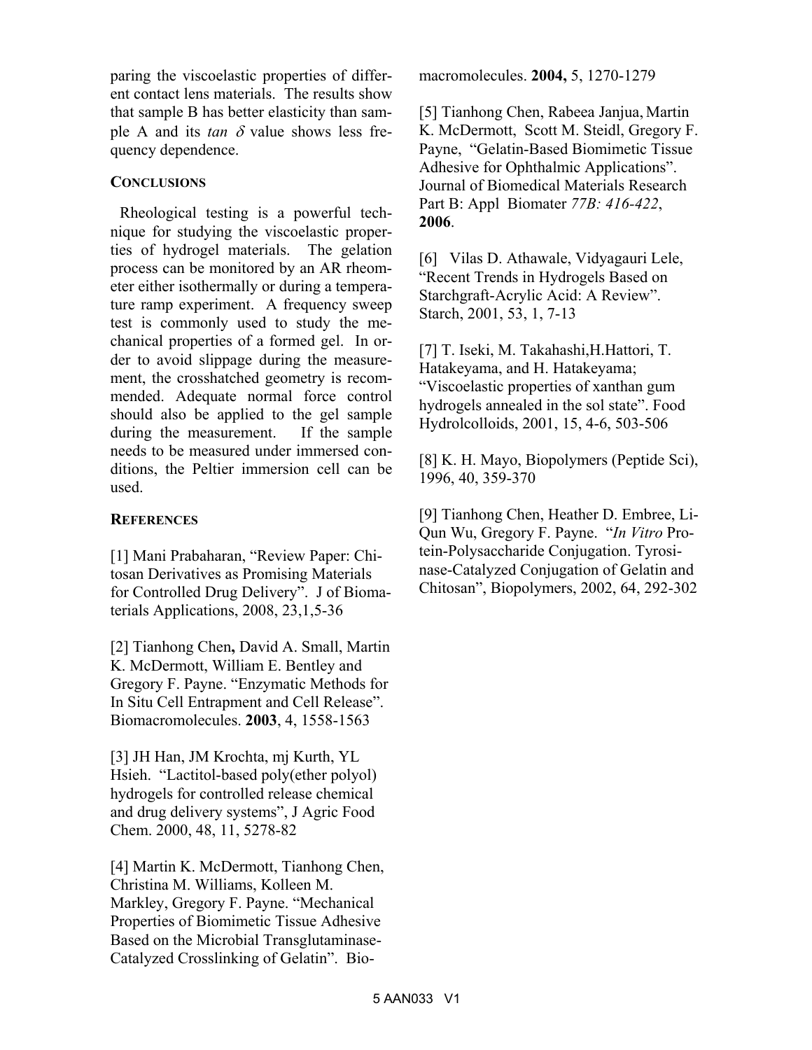paring the viscoelastic properties of different contact lens materials. The results show that sample B has better elasticity than sample A and its *tan* $\delta$ value shows less frequency dependence.

## CONCLUSIONS

Rheological testing is a powerful technique for studying the viscoelastic properties of hydrogel materials. The gelation process can be monitored by an AR rheometer either isothermally or during a temperature ramp experiment. A frequency sweep test is commonly used to study the mechanical properties of a formed gel. In order to avoid slippage during the measurement, the crosshatched geometry is recommended. Adequate normal force control should also be applied to the gel sample during the measurement. If the sample needs to be measured under immersed conditions, the Peltier immersion cell can be used.

## REFERENCES

[1] Mani Prabaharan, "Review Paper: Chitosan Derivatives as Promising Materials for Controlled Drug Delivery". J of Biomaterials Applications, 2008, 23,1,5-36

[2] Tianhong Chen**,** David A. Small, Martin K. McDermott, William E. Bentley and Gregory F. Payne. "Enzymatic Methods for In Situ Cell Entrapment and Cell Release". Biomacromolecules. **2003**, 4, 1558-1563

[3] JH Han, JM Krochta, mj Kurth, YL Hsieh. "Lactitol-based poly(ether polyol) hydrogels for controlled release chemical and drug delivery systems", J Agric Food Chem. 2000, 48, 11, 5278-82

[4] Martin K. McDermott, Tianhong Chen, Christina M. Williams, Kolleen M. Markley, Gregory F. Payne. "Mechanical Properties of Biomimetic Tissue Adhesive Based on the Microbial Transglutaminase-Catalyzed Crosslinking of Gelatin". Biomacromolecules. **2004,** 5, 1270-1279

[5] Tianhong Chen, Rabeea Janjua, Martin K. McDermott, Scott M. Steidl, Gregory F. Payne, "Gelatin-Based Biomimetic Tissue Adhesive for Ophthalmic Applications". Journal of Biomedical Materials Research Part B: Appl Biomater *77B: 416-422*, **2006**.

[6] Vilas D. Athawale, Vidyagauri Lele, "Recent Trends in Hydrogels Based on Starchgraft-Acrylic Acid: A Review". Starch, 2001, 53, 1, 7-13

[7] T. Iseki, M. Takahashi,H.Hattori, T. Hatakeyama, and H. Hatakeyama; "Viscoelastic properties of xanthan gum hydrogels annealed in the sol state". Food Hydrolcolloids, 2001, 15, 4-6, 503-506

[8] K. H. Mayo, Biopolymers (Peptide Sci), 1996, 40, 359-370

[9] Tianhong Chen, Heather D. Embree, Li-Qun Wu, Gregory F. Payne. "*In Vitro* Protein-Polysaccharide Conjugation. Tyrosinase-Catalyzed Conjugation of Gelatin and Chitosan", Biopolymers, 2002, 64, 292-302